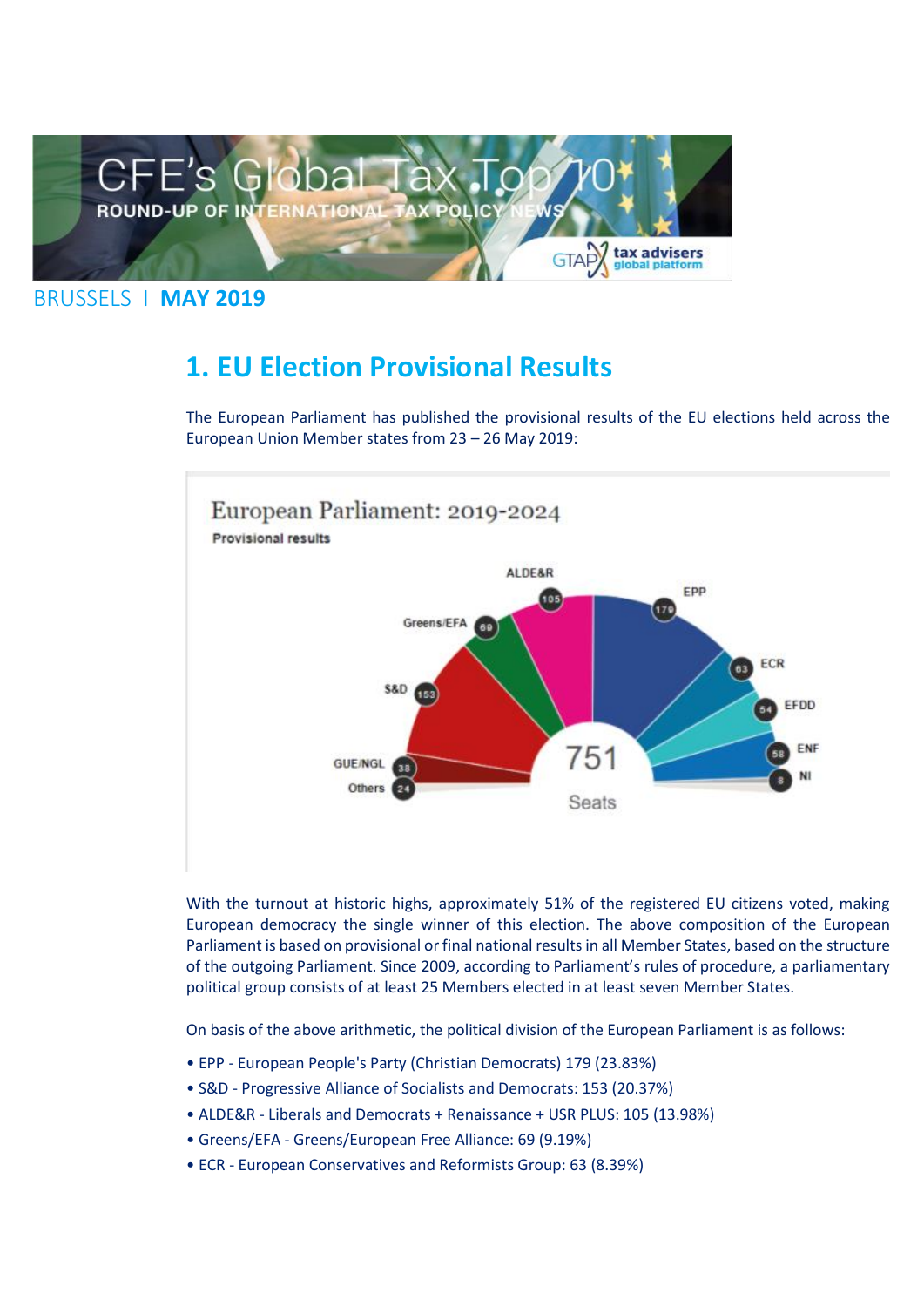# CFE's Global Tax Top 10

ROUND-UP OF INTERNATIONAL TAX POLICY NEWS

BRUSSELS | **MAY 2019**

## 1. EU Election Provisional Results

The European Parliament has published the provisional results of the EU elections held across the European Union Member states from 23 – 26 May 2019:

European Parliament: 2019-2024

Provisional results

| Group | Seats |
|---|---|
| EPP | 179 |
| S&D | 153 |
| ALDE&R | 105 |
| Greens/EFA | 69 |
| ECR | 63 |
| EFDD | 54 |
| ENF | 58 |
| GUE/NGL | 38 |
| NI | 8 |
| Others | 24 |
| Total | 751 |

With the turnout at historic highs, approximately 51% of the registered EU citizens voted, making European democracy the single winner of this election. The above composition of the European Parliament is based on provisional or final national results in all Member States, based on the structure of the outgoing Parliament. Since 2009, according to Parliament's rules of procedure, a parliamentary political group consists of at least 25 Members elected in at least seven Member States.

On basis of the above arithmetic, the political division of the European Parliament is as follows:

- EPP - European People's Party (Christian Democrats) 179 (23.83%)
- S&D - Progressive Alliance of Socialists and Democrats: 153 (20.37%)
- ALDE&R - Liberals and Democrats + Renaissance + USR PLUS: 105 (13.98%)
- Greens/EFA - Greens/European Free Alliance: 69 (9.19%)
- ECR - European Conservatives and Reformists Group: 63 (8.39%)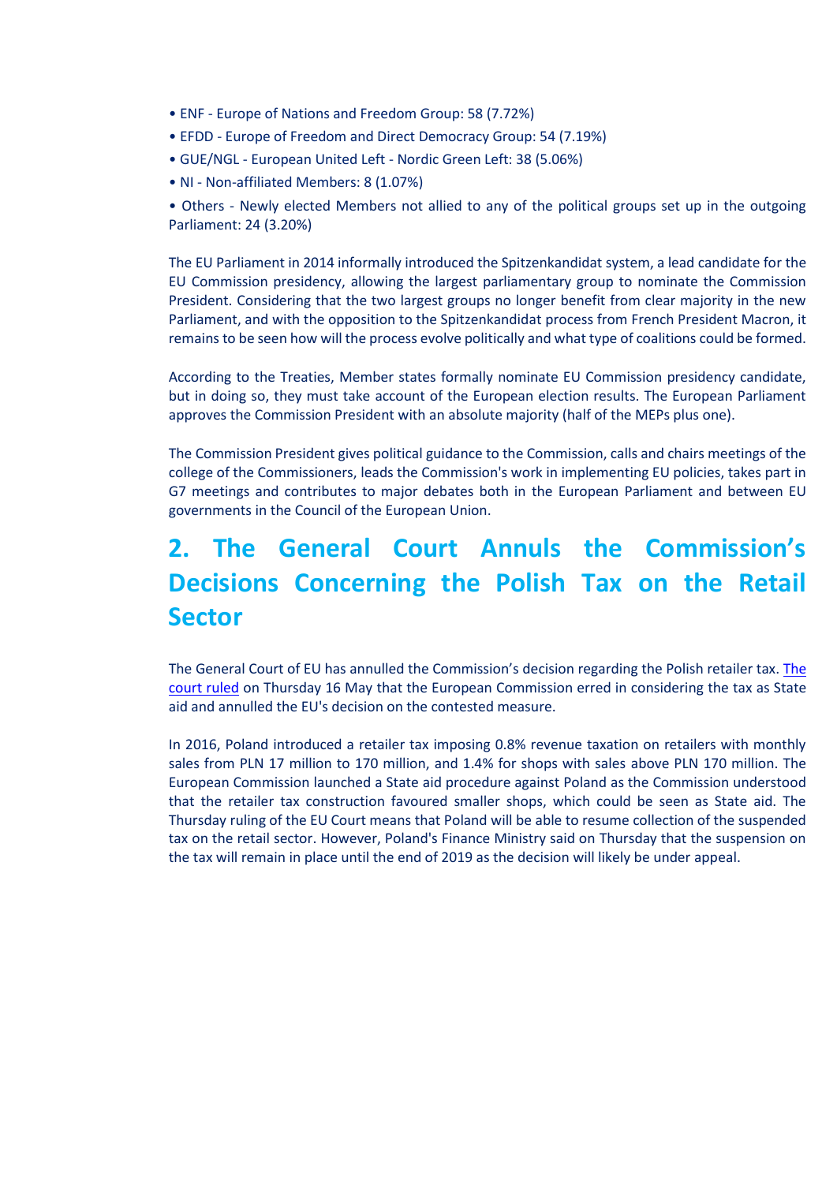- ENF - Europe of Nations and Freedom Group: 58 (7.72%)
- EFDD - Europe of Freedom and Direct Democracy Group: 54 (7.19%)
- GUE/NGL - European United Left - Nordic Green Left: 38 (5.06%)
- NI - Non-affiliated Members: 8 (1.07%)
- Others - Newly elected Members not allied to any of the political groups set up in the outgoing Parliament: 24 (3.20%)

The EU Parliament in 2014 informally introduced the Spitzenkandidat system, a lead candidate for the EU Commission presidency, allowing the largest parliamentary group to nominate the Commission President. Considering that the two largest groups no longer benefit from clear majority in the new Parliament, and with the opposition to the Spitzenkandidat process from French President Macron, it remains to be seen how will the process evolve politically and what type of coalitions could be formed.

According to the Treaties, Member states formally nominate EU Commission presidency candidate, but in doing so, they must take account of the European election results. The European Parliament approves the Commission President with an absolute majority (half of the MEPs plus one).

The Commission President gives political guidance to the Commission, calls and chairs meetings of the college of the Commissioners, leads the Commission's work in implementing EU policies, takes part in G7 meetings and contributes to major debates both in the European Parliament and between EU governments in the Council of the European Union.

## 2. The General Court Annuls the Commission's Decisions Concerning the Polish Tax on the Retail Sector

The General Court of EU has annulled the Commission's decision regarding the Polish retailer tax. The court ruled on Thursday 16 May that the European Commission erred in considering the tax as State aid and annulled the EU's decision on the contested measure.

In 2016, Poland introduced a retailer tax imposing 0.8% revenue taxation on retailers with monthly sales from PLN 17 million to 170 million, and 1.4% for shops with sales above PLN 170 million. The European Commission launched a State aid procedure against Poland as the Commission understood that the retailer tax construction favoured smaller shops, which could be seen as State aid. The Thursday ruling of the EU Court means that Poland will be able to resume collection of the suspended tax on the retail sector. However, Poland's Finance Ministry said on Thursday that the suspension on the tax will remain in place until the end of 2019 as the decision will likely be under appeal.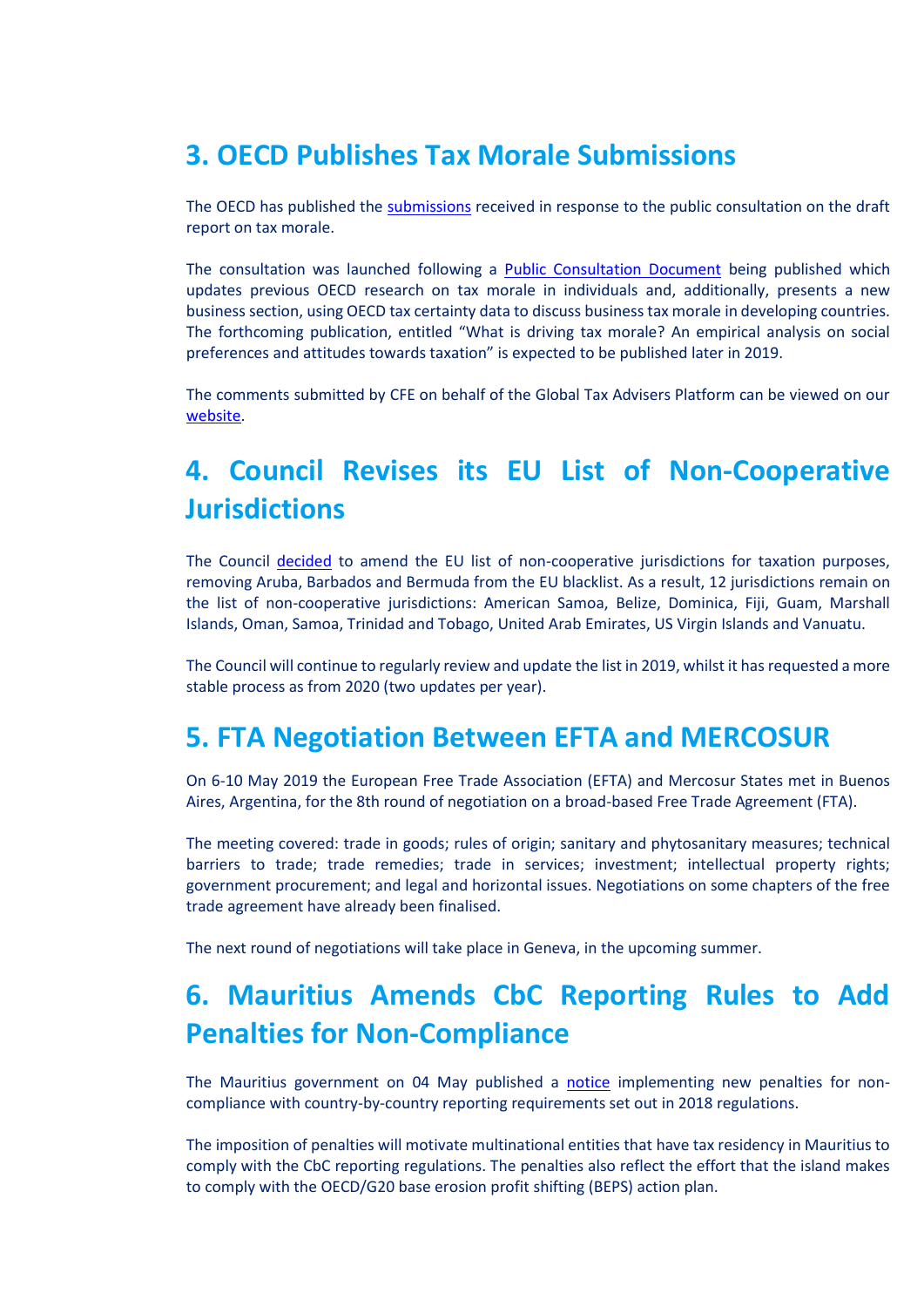## 3. OECD Publishes Tax Morale Submissions

The OECD has published the submissions received in response to the public consultation on the draft report on tax morale.

The consultation was launched following a Public Consultation Document being published which updates previous OECD research on tax morale in individuals and, additionally, presents a new business section, using OECD tax certainty data to discuss business tax morale in developing countries. The forthcoming publication, entitled "What is driving tax morale? An empirical analysis on social preferences and attitudes towards taxation" is expected to be published later in 2019.

The comments submitted by CFE on behalf of the Global Tax Advisers Platform can be viewed on our website.

## 4. Council Revises its EU List of Non-Cooperative Jurisdictions

The Council decided to amend the EU list of non-cooperative jurisdictions for taxation purposes, removing Aruba, Barbados and Bermuda from the EU blacklist. As a result, 12 jurisdictions remain on the list of non-cooperative jurisdictions: American Samoa, Belize, Dominica, Fiji, Guam, Marshall Islands, Oman, Samoa, Trinidad and Tobago, United Arab Emirates, US Virgin Islands and Vanuatu.

The Council will continue to regularly review and update the list in 2019, whilst it has requested a more stable process as from 2020 (two updates per year).

## 5. FTA Negotiation Between EFTA and MERCOSUR

On 6-10 May 2019 the European Free Trade Association (EFTA) and Mercosur States met in Buenos Aires, Argentina, for the 8th round of negotiation on a broad-based Free Trade Agreement (FTA).

The meeting covered: trade in goods; rules of origin; sanitary and phytosanitary measures; technical barriers to trade; trade remedies; trade in services; investment; intellectual property rights; government procurement; and legal and horizontal issues. Negotiations on some chapters of the free trade agreement have already been finalised.

The next round of negotiations will take place in Geneva, in the upcoming summer.

## 6. Mauritius Amends CbC Reporting Rules to Add Penalties for Non-Compliance

The Mauritius government on 04 May published a notice implementing new penalties for non-compliance with country-by-country reporting requirements set out in 2018 regulations.

The imposition of penalties will motivate multinational entities that have tax residency in Mauritius to comply with the CbC reporting regulations. The penalties also reflect the effort that the island makes to comply with the OECD/G20 base erosion profit shifting (BEPS) action plan.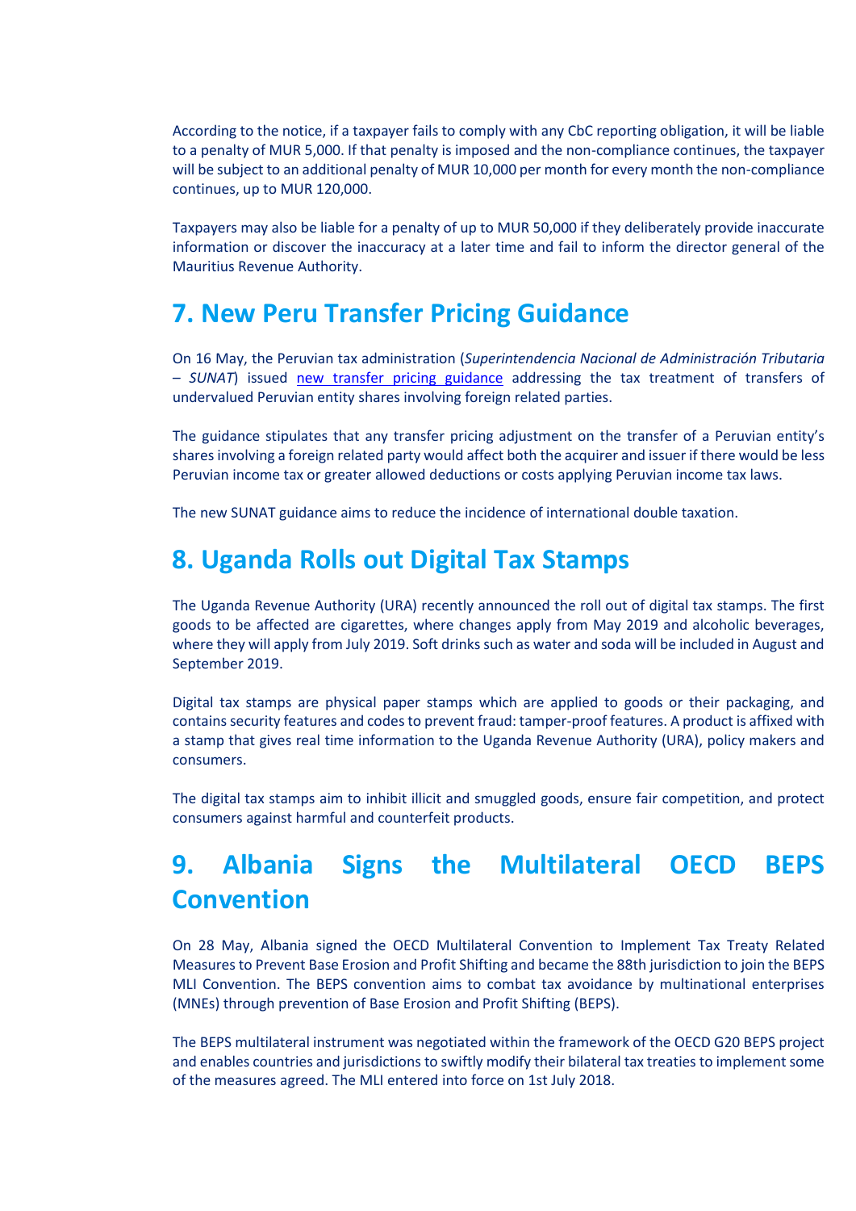According to the notice, if a taxpayer fails to comply with any CbC reporting obligation, it will be liable to a penalty of MUR 5,000. If that penalty is imposed and the non-compliance continues, the taxpayer will be subject to an additional penalty of MUR 10,000 per month for every month the non-compliance continues, up to MUR 120,000.

Taxpayers may also be liable for a penalty of up to MUR 50,000 if they deliberately provide inaccurate information or discover the inaccuracy at a later time and fail to inform the director general of the Mauritius Revenue Authority.

# 7. New Peru Transfer Pricing Guidance

On 16 May, the Peruvian tax administration (*Superintendencia Nacional de Administración Tributaria – SUNAT*) issued new transfer pricing guidance addressing the tax treatment of transfers of undervalued Peruvian entity shares involving foreign related parties.

The guidance stipulates that any transfer pricing adjustment on the transfer of a Peruvian entity's shares involving a foreign related party would affect both the acquirer and issuer if there would be less Peruvian income tax or greater allowed deductions or costs applying Peruvian income tax laws.

The new SUNAT guidance aims to reduce the incidence of international double taxation.

# 8. Uganda Rolls out Digital Tax Stamps

The Uganda Revenue Authority (URA) recently announced the roll out of digital tax stamps. The first goods to be affected are cigarettes, where changes apply from May 2019 and alcoholic beverages, where they will apply from July 2019. Soft drinks such as water and soda will be included in August and September 2019.

Digital tax stamps are physical paper stamps which are applied to goods or their packaging, and contains security features and codes to prevent fraud: tamper-proof features. A product is affixed with a stamp that gives real time information to the Uganda Revenue Authority (URA), policy makers and consumers.

The digital tax stamps aim to inhibit illicit and smuggled goods, ensure fair competition, and protect consumers against harmful and counterfeit products.

# 9. Albania Signs the Multilateral OECD BEPS Convention

On 28 May, Albania signed the OECD Multilateral Convention to Implement Tax Treaty Related Measures to Prevent Base Erosion and Profit Shifting and became the 88th jurisdiction to join the BEPS MLI Convention. The BEPS convention aims to combat tax avoidance by multinational enterprises (MNEs) through prevention of Base Erosion and Profit Shifting (BEPS).

The BEPS multilateral instrument was negotiated within the framework of the OECD G20 BEPS project and enables countries and jurisdictions to swiftly modify their bilateral tax treaties to implement some of the measures agreed. The MLI entered into force on 1st July 2018.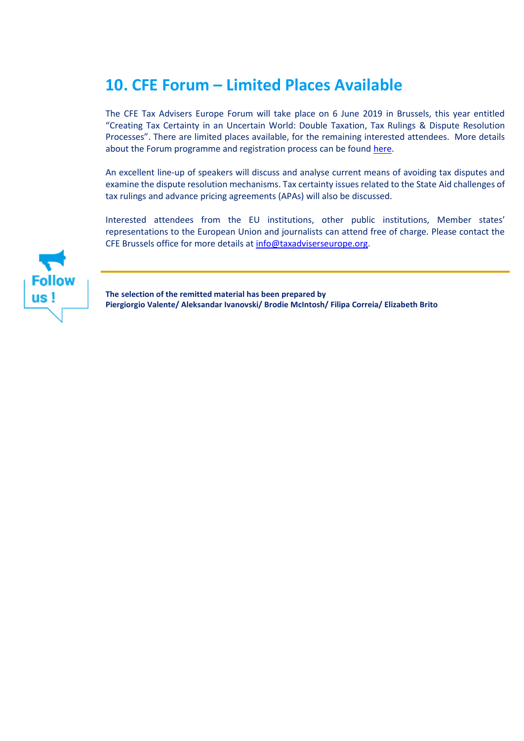## 10. CFE Forum – Limited Places Available

The CFE Tax Advisers Europe Forum will take place on 6 June 2019 in Brussels, this year entitled "Creating Tax Certainty in an Uncertain World: Double Taxation, Tax Rulings & Dispute Resolution Processes". There are limited places available, for the remaining interested attendees. More details about the Forum programme and registration process can be found here.

An excellent line-up of speakers will discuss and analyse current means of avoiding tax disputes and examine the dispute resolution mechanisms. Tax certainty issues related to the State Aid challenges of tax rulings and advance pricing agreements (APAs) will also be discussed.

Interested attendees from the EU institutions, other public institutions, Member states' representations to the European Union and journalists can attend free of charge. Please contact the CFE Brussels office for more details at info@taxadviserseurope.org.

Follow us !

**The selection of the remitted material has been prepared by**
**Piergiorgio Valente/ Aleksandar Ivanovski/ Brodie McIntosh/ Filipa Correia/ Elizabeth Brito**